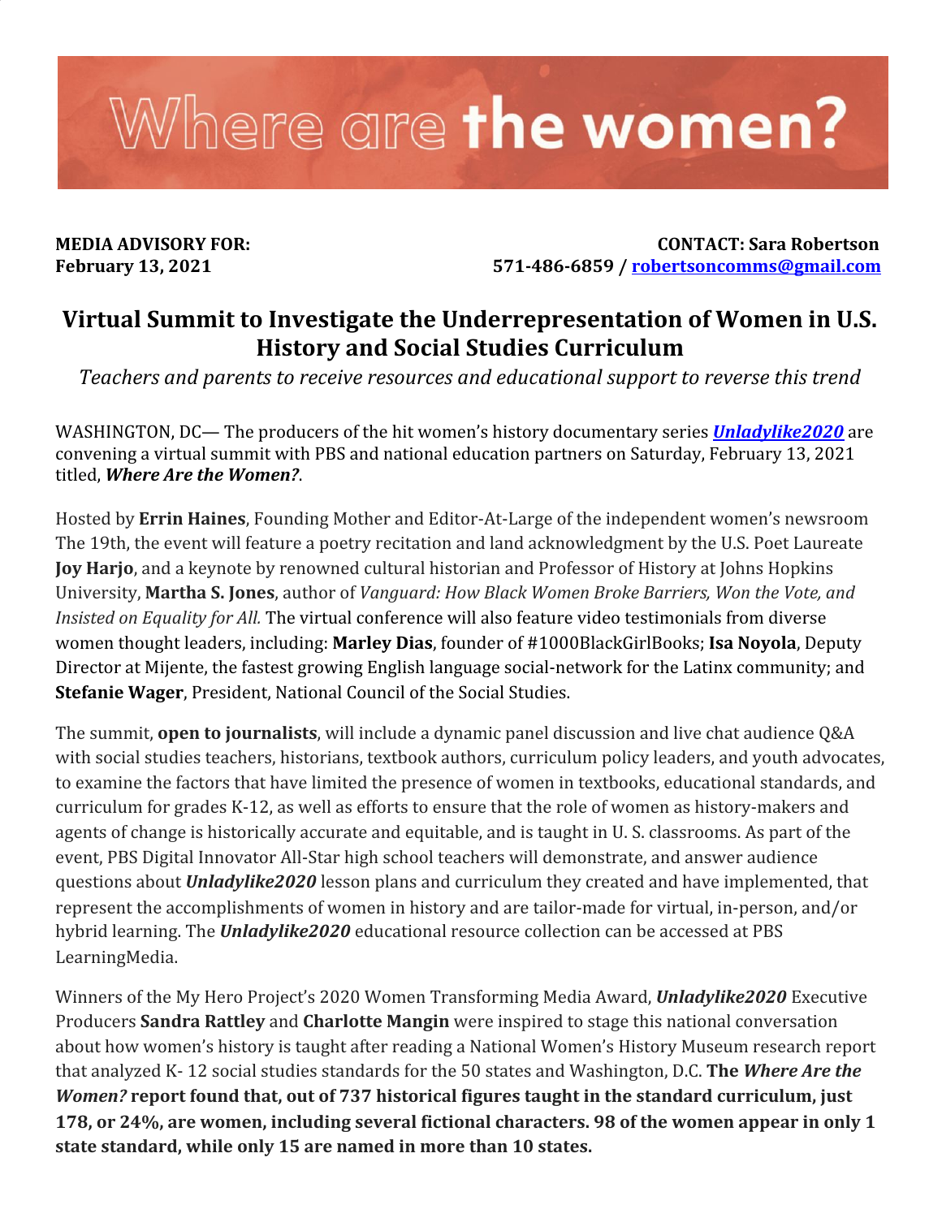# Where are **the women?**

**MEDIA ADVISORY FOR:**
**February 13, 2021**

**CONTACT: Sara Robertson**
**571-486-6859 / [robertsoncomms@gmail.com](mailto:robertsoncomms@gmail.com)**

## Virtual Summit to Investigate the Underrepresentation of Women in U.S. History and Social Studies Curriculum

*Teachers and parents to receive resources and educational support to reverse this trend*

WASHINGTON, DC— The producers of the hit women's history documentary series ***Unladylike2020*** are convening a virtual summit with PBS and national education partners on Saturday, February 13, 2021 titled, ***Where Are the Women?***.

Hosted by **Errin Haines**, Founding Mother and Editor-At-Large of the independent women's newsroom The 19th, the event will feature a poetry recitation and land acknowledgment by the U.S. Poet Laureate **Joy Harjo**, and a keynote by renowned cultural historian and Professor of History at Johns Hopkins University, **Martha S. Jones**, author of *Vanguard: How Black Women Broke Barriers, Won the Vote, and Insisted on Equality for All.* The virtual conference will also feature video testimonials from diverse women thought leaders, including: **Marley Dias**, founder of #1000BlackGirlBooks; **Isa Noyola**, Deputy Director at Mijente, the fastest growing English language social-network for the Latinx community; and **Stefanie Wager**, President, National Council of the Social Studies.

The summit, **open to journalists**, will include a dynamic panel discussion and live chat audience Q&A with social studies teachers, historians, textbook authors, curriculum policy leaders, and youth advocates, to examine the factors that have limited the presence of women in textbooks, educational standards, and curriculum for grades K-12, as well as efforts to ensure that the role of women as history-makers and agents of change is historically accurate and equitable, and is taught in U. S. classrooms. As part of the event, PBS Digital Innovator All-Star high school teachers will demonstrate, and answer audience questions about ***Unladylike2020*** lesson plans and curriculum they created and have implemented, that represent the accomplishments of women in history and are tailor-made for virtual, in-person, and/or hybrid learning. The ***Unladylike2020*** educational resource collection can be accessed at PBS LearningMedia.

Winners of the My Hero Project's 2020 Women Transforming Media Award, ***Unladylike2020*** Executive Producers **Sandra Rattley** and **Charlotte Mangin** were inspired to stage this national conversation about how women's history is taught after reading a National Women's History Museum research report that analyzed K- 12 social studies standards for the 50 states and Washington, D.C. **The *Where Are the Women?* report found that, out of 737 historical figures taught in the standard curriculum, just 178, or 24%, are women, including several fictional characters. 98 of the women appear in only 1 state standard, while only 15 are named in more than 10 states.**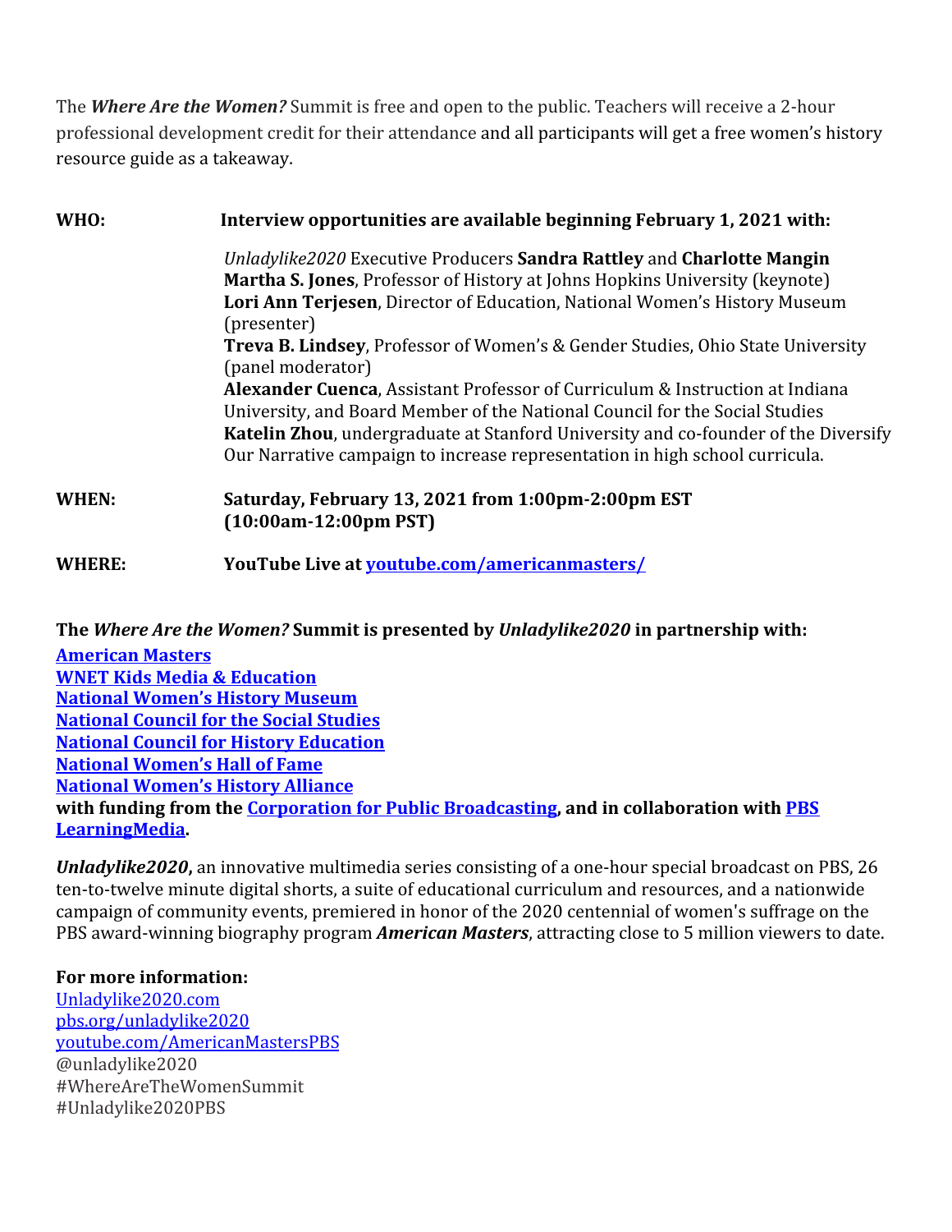The ***Where Are the Women?*** Summit is free and open to the public. Teachers will receive a 2-hour professional development credit for their attendance and all participants will get a free women's history resource guide as a takeaway.

**WHO:** **Interview opportunities are available beginning February 1, 2021 with:**

*Unladylike2020* Executive Producers **Sandra Rattley** and **Charlotte Mangin**
**Martha S. Jones**, Professor of History at Johns Hopkins University (keynote)
**Lori Ann Terjesen**, Director of Education, National Women's History Museum (presenter)
**Treva B. Lindsey**, Professor of Women's & Gender Studies, Ohio State University (panel moderator)
**Alexander Cuenca**, Assistant Professor of Curriculum & Instruction at Indiana University, and Board Member of the National Council for the Social Studies
**Katelin Zhou**, undergraduate at Stanford University and co-founder of the Diversify Our Narrative campaign to increase representation in high school curricula.

**WHEN:** **Saturday, February 13, 2021 from 1:00pm-2:00pm EST (10:00am-12:00pm PST)**

**WHERE:** **YouTube Live at youtube.com/americanmasters/**

**The *Where Are the Women?* Summit is presented by *Unladylike2020* in partnership with:**
**American Masters**
**WNET Kids Media & Education**
**National Women's History Museum**
**National Council for the Social Studies**
**National Council for History Education**
**National Women's Hall of Fame**
**National Women's History Alliance**
**with funding from the Corporation for Public Broadcasting, and in collaboration with PBS LearningMedia.**

***Unladylike2020*****,** an innovative multimedia series consisting of a one-hour special broadcast on PBS, 26 ten-to-twelve minute digital shorts, a suite of educational curriculum and resources, and a nationwide campaign of community events, premiered in honor of the 2020 centennial of women's suffrage on the PBS award-winning biography program ***American Masters***, attracting close to 5 million viewers to date.

**For more information:**
Unladylike2020.com
pbs.org/unladylike2020
youtube.com/AmericanMastersPBS
@unladylike2020
#WhereAreTheWomenSummit
#Unladylike2020PBS